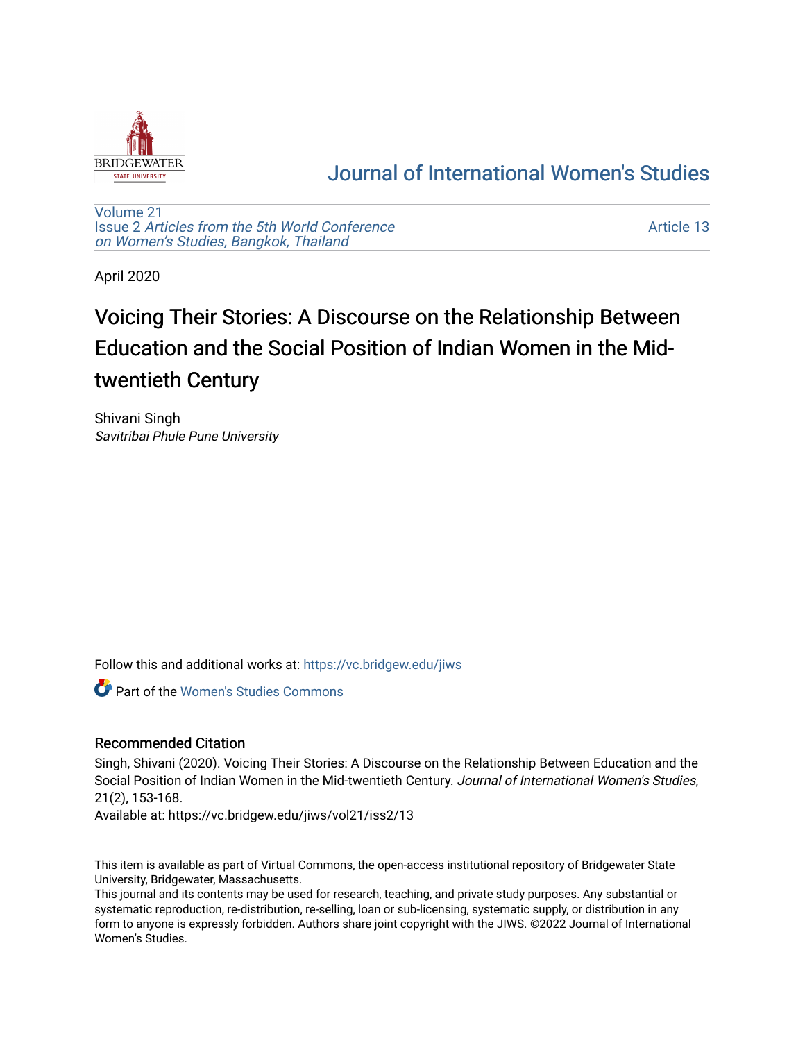Journal of International Women's Studies

Volume 21
Issue 2 *Articles from the 5th World Conference on Women's Studies, Bangkok, Thailand*

Article 13

April 2020

# Voicing Their Stories: A Discourse on the Relationship Between Education and the Social Position of Indian Women in the Mid-twentieth Century

Shivani Singh
*Savitribai Phule Pune University*

Follow this and additional works at: https://vc.bridgew.edu/jiws

Part of the Women's Studies Commons

## Recommended Citation

Singh, Shivani (2020). Voicing Their Stories: A Discourse on the Relationship Between Education and the Social Position of Indian Women in the Mid-twentieth Century. *Journal of International Women's Studies*, 21(2), 153-168.
Available at: https://vc.bridgew.edu/jiws/vol21/iss2/13

This item is available as part of Virtual Commons, the open-access institutional repository of Bridgewater State University, Bridgewater, Massachusetts.
This journal and its contents may be used for research, teaching, and private study purposes. Any substantial or systematic reproduction, re-distribution, re-selling, loan or sub-licensing, systematic supply, or distribution in any form to anyone is expressly forbidden. Authors share joint copyright with the JIWS. ©2022 Journal of International Women's Studies.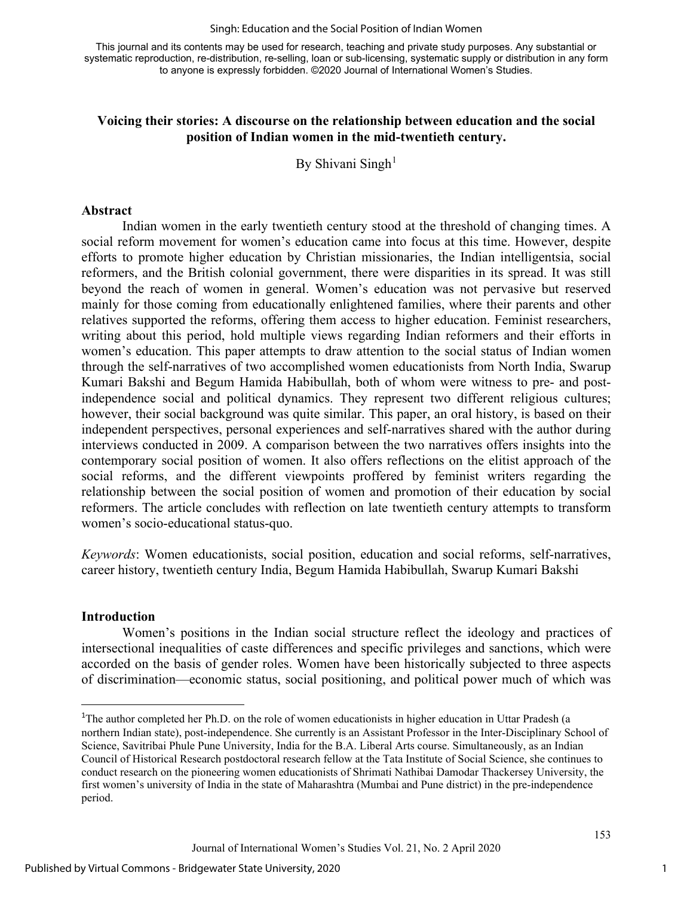This journal and its contents may be used for research, teaching and private study purposes. Any substantial or systematic reproduction, re-distribution, re-selling, loan or sub-licensing, systematic supply or distribution in any form to anyone is expressly forbidden. ©2020 Journal of International Women's Studies.

# Voicing their stories: A discourse on the relationship between education and the social position of Indian women in the mid-twentieth century.

By Shivani Singh[1]

## Abstract

Indian women in the early twentieth century stood at the threshold of changing times. A social reform movement for women's education came into focus at this time. However, despite efforts to promote higher education by Christian missionaries, the Indian intelligentsia, social reformers, and the British colonial government, there were disparities in its spread. It was still beyond the reach of women in general. Women's education was not pervasive but reserved mainly for those coming from educationally enlightened families, where their parents and other relatives supported the reforms, offering them access to higher education. Feminist researchers, writing about this period, hold multiple views regarding Indian reformers and their efforts in women's education. This paper attempts to draw attention to the social status of Indian women through the self-narratives of two accomplished women educationists from North India, Swarup Kumari Bakshi and Begum Hamida Habibullah, both of whom were witness to pre- and post-independence social and political dynamics. They represent two different religious cultures; however, their social background was quite similar. This paper, an oral history, is based on their independent perspectives, personal experiences and self-narratives shared with the author during interviews conducted in 2009. A comparison between the two narratives offers insights into the contemporary social position of women. It also offers reflections on the elitist approach of the social reforms, and the different viewpoints proffered by feminist writers regarding the relationship between the social position of women and promotion of their education by social reformers. The article concludes with reflection on late twentieth century attempts to transform women's socio-educational status-quo.

*Keywords*: Women educationists, social position, education and social reforms, self-narratives, career history, twentieth century India, Begum Hamida Habibullah, Swarup Kumari Bakshi

## Introduction

Women's positions in the Indian social structure reflect the ideology and practices of intersectional inequalities of caste differences and specific privileges and sanctions, which were accorded on the basis of gender roles. Women have been historically subjected to three aspects of discrimination—economic status, social positioning, and political power much of which was

---

[1]The author completed her Ph.D. on the role of women educationists in higher education in Uttar Pradesh (a northern Indian state), post-independence. She currently is an Assistant Professor in the Inter-Disciplinary School of Science, Savitribai Phule Pune University, India for the B.A. Liberal Arts course. Simultaneously, as an Indian Council of Historical Research postdoctoral research fellow at the Tata Institute of Social Science, she continues to conduct research on the pioneering women educationists of Shrimati Nathibai Damodar Thackersey University, the first women's university of India in the state of Maharashtra (Mumbai and Pune district) in the pre-independence period.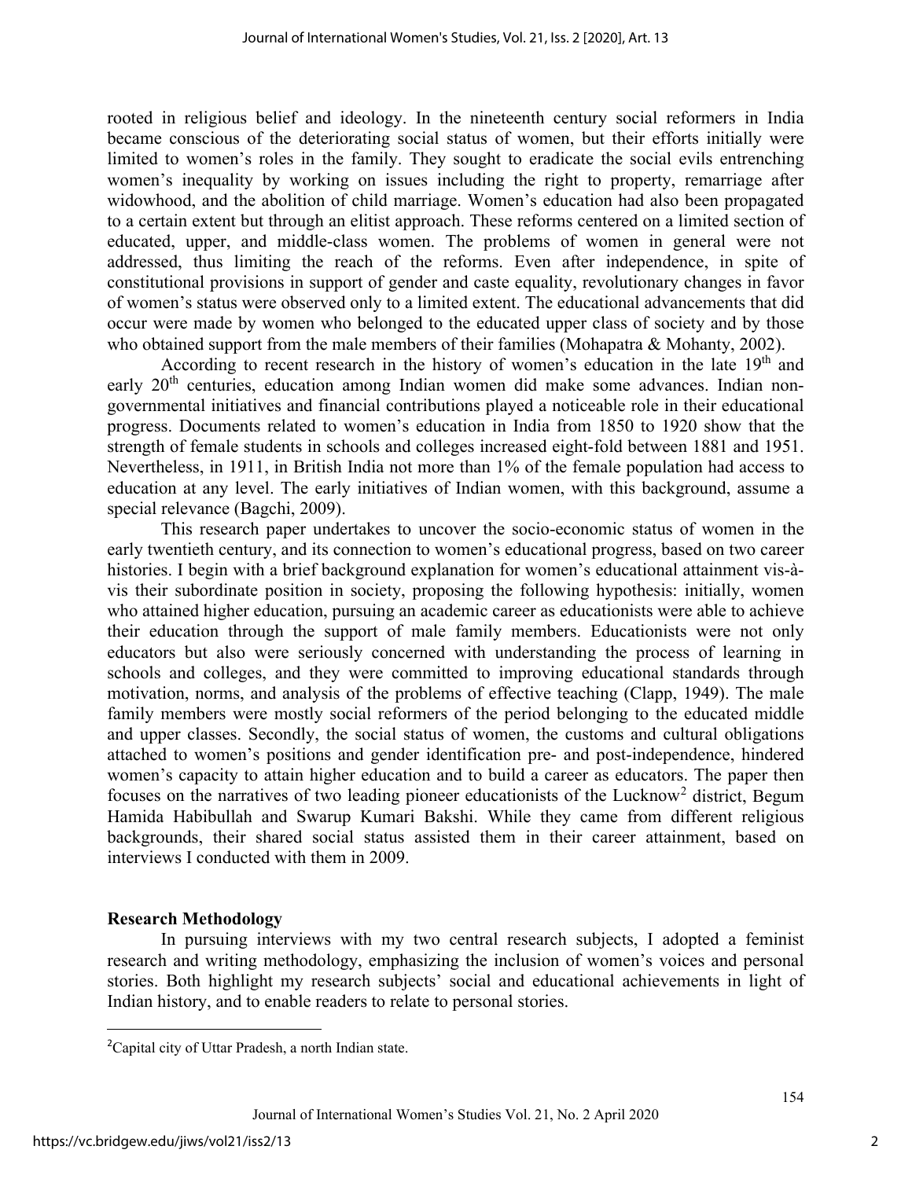rooted in religious belief and ideology. In the nineteenth century social reformers in India became conscious of the deteriorating social status of women, but their efforts initially were limited to women's roles in the family. They sought to eradicate the social evils entrenching women's inequality by working on issues including the right to property, remarriage after widowhood, and the abolition of child marriage. Women's education had also been propagated to a certain extent but through an elitist approach. These reforms centered on a limited section of educated, upper, and middle-class women. The problems of women in general were not addressed, thus limiting the reach of the reforms. Even after independence, in spite of constitutional provisions in support of gender and caste equality, revolutionary changes in favor of women's status were observed only to a limited extent. The educational advancements that did occur were made by women who belonged to the educated upper class of society and by those who obtained support from the male members of their families (Mohapatra & Mohanty, 2002).

According to recent research in the history of women's education in the late 19th and early 20th centuries, education among Indian women did make some advances. Indian non-governmental initiatives and financial contributions played a noticeable role in their educational progress. Documents related to women's education in India from 1850 to 1920 show that the strength of female students in schools and colleges increased eight-fold between 1881 and 1951. Nevertheless, in 1911, in British India not more than 1% of the female population had access to education at any level. The early initiatives of Indian women, with this background, assume a special relevance (Bagchi, 2009).

This research paper undertakes to uncover the socio-economic status of women in the early twentieth century, and its connection to women's educational progress, based on two career histories. I begin with a brief background explanation for women's educational attainment vis-à-vis their subordinate position in society, proposing the following hypothesis: initially, women who attained higher education, pursuing an academic career as educationists were able to achieve their education through the support of male family members. Educationists were not only educators but also were seriously concerned with understanding the process of learning in schools and colleges, and they were committed to improving educational standards through motivation, norms, and analysis of the problems of effective teaching (Clapp, 1949). The male family members were mostly social reformers of the period belonging to the educated middle and upper classes. Secondly, the social status of women, the customs and cultural obligations attached to women's positions and gender identification pre- and post-independence, hindered women's capacity to attain higher education and to build a career as educators. The paper then focuses on the narratives of two leading pioneer educationists of the Lucknow[2] district, Begum Hamida Habibullah and Swarup Kumari Bakshi. While they came from different religious backgrounds, their shared social status assisted them in their career attainment, based on interviews I conducted with them in 2009.

## Research Methodology

In pursuing interviews with my two central research subjects, I adopted a feminist research and writing methodology, emphasizing the inclusion of women's voices and personal stories. Both highlight my research subjects' social and educational achievements in light of Indian history, and to enable readers to relate to personal stories.

---

[2] Capital city of Uttar Pradesh, a north Indian state.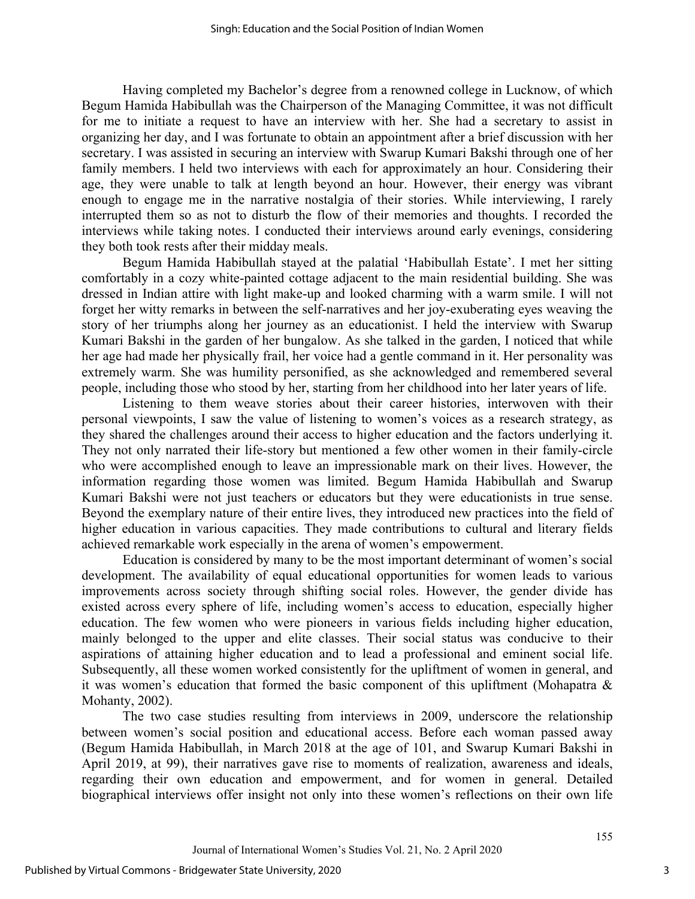Having completed my Bachelor's degree from a renowned college in Lucknow, of which Begum Hamida Habibullah was the Chairperson of the Managing Committee, it was not difficult for me to initiate a request to have an interview with her. She had a secretary to assist in organizing her day, and I was fortunate to obtain an appointment after a brief discussion with her secretary. I was assisted in securing an interview with Swarup Kumari Bakshi through one of her family members. I held two interviews with each for approximately an hour. Considering their age, they were unable to talk at length beyond an hour. However, their energy was vibrant enough to engage me in the narrative nostalgia of their stories. While interviewing, I rarely interrupted them so as not to disturb the flow of their memories and thoughts. I recorded the interviews while taking notes. I conducted their interviews around early evenings, considering they both took rests after their midday meals.

Begum Hamida Habibullah stayed at the palatial 'Habibullah Estate'. I met her sitting comfortably in a cozy white-painted cottage adjacent to the main residential building. She was dressed in Indian attire with light make-up and looked charming with a warm smile. I will not forget her witty remarks in between the self-narratives and her joy-exuberating eyes weaving the story of her triumphs along her journey as an educationist. I held the interview with Swarup Kumari Bakshi in the garden of her bungalow. As she talked in the garden, I noticed that while her age had made her physically frail, her voice had a gentle command in it. Her personality was extremely warm. She was humility personified, as she acknowledged and remembered several people, including those who stood by her, starting from her childhood into her later years of life.

Listening to them weave stories about their career histories, interwoven with their personal viewpoints, I saw the value of listening to women's voices as a research strategy, as they shared the challenges around their access to higher education and the factors underlying it. They not only narrated their life-story but mentioned a few other women in their family-circle who were accomplished enough to leave an impressionable mark on their lives. However, the information regarding those women was limited. Begum Hamida Habibullah and Swarup Kumari Bakshi were not just teachers or educators but they were educationists in true sense. Beyond the exemplary nature of their entire lives, they introduced new practices into the field of higher education in various capacities. They made contributions to cultural and literary fields achieved remarkable work especially in the arena of women's empowerment.

Education is considered by many to be the most important determinant of women's social development. The availability of equal educational opportunities for women leads to various improvements across society through shifting social roles. However, the gender divide has existed across every sphere of life, including women's access to education, especially higher education. The few women who were pioneers in various fields including higher education, mainly belonged to the upper and elite classes. Their social status was conducive to their aspirations of attaining higher education and to lead a professional and eminent social life. Subsequently, all these women worked consistently for the upliftment of women in general, and it was women's education that formed the basic component of this upliftment (Mohapatra & Mohanty, 2002).

The two case studies resulting from interviews in 2009, underscore the relationship between women's social position and educational access. Before each woman passed away (Begum Hamida Habibullah, in March 2018 at the age of 101, and Swarup Kumari Bakshi in April 2019, at 99), their narratives gave rise to moments of realization, awareness and ideals, regarding their own education and empowerment, and for women in general. Detailed biographical interviews offer insight not only into these women's reflections on their own life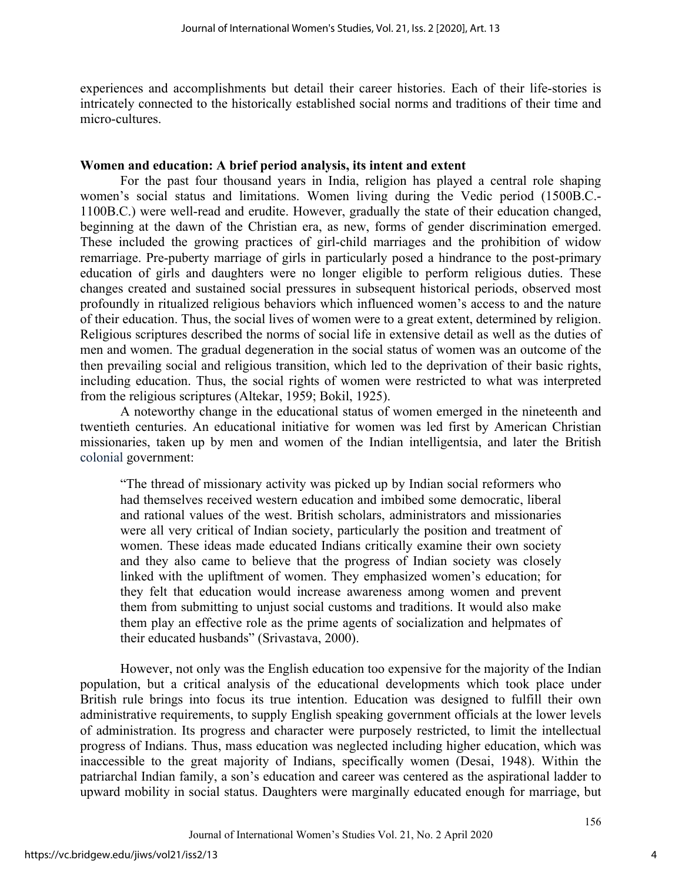experiences and accomplishments but detail their career histories. Each of their life-stories is intricately connected to the historically established social norms and traditions of their time and micro-cultures.

## Women and education: A brief period analysis, its intent and extent

For the past four thousand years in India, religion has played a central role shaping women's social status and limitations. Women living during the Vedic period (1500B.C.-1100B.C.) were well-read and erudite. However, gradually the state of their education changed, beginning at the dawn of the Christian era, as new, forms of gender discrimination emerged. These included the growing practices of girl-child marriages and the prohibition of widow remarriage. Pre-puberty marriage of girls in particularly posed a hindrance to the post-primary education of girls and daughters were no longer eligible to perform religious duties. These changes created and sustained social pressures in subsequent historical periods, observed most profoundly in ritualized religious behaviors which influenced women's access to and the nature of their education. Thus, the social lives of women were to a great extent, determined by religion. Religious scriptures described the norms of social life in extensive detail as well as the duties of men and women. The gradual degeneration in the social status of women was an outcome of the then prevailing social and religious transition, which led to the deprivation of their basic rights, including education. Thus, the social rights of women were restricted to what was interpreted from the religious scriptures (Altekar, 1959; Bokil, 1925).

A noteworthy change in the educational status of women emerged in the nineteenth and twentieth centuries. An educational initiative for women was led first by American Christian missionaries, taken up by men and women of the Indian intelligentsia, and later the British colonial government:

> "The thread of missionary activity was picked up by Indian social reformers who had themselves received western education and imbibed some democratic, liberal and rational values of the west. British scholars, administrators and missionaries were all very critical of Indian society, particularly the position and treatment of women. These ideas made educated Indians critically examine their own society and they also came to believe that the progress of Indian society was closely linked with the upliftment of women. They emphasized women's education; for they felt that education would increase awareness among women and prevent them from submitting to unjust social customs and traditions. It would also make them play an effective role as the prime agents of socialization and helpmates of their educated husbands" (Srivastava, 2000).

However, not only was the English education too expensive for the majority of the Indian population, but a critical analysis of the educational developments which took place under British rule brings into focus its true intention. Education was designed to fulfill their own administrative requirements, to supply English speaking government officials at the lower levels of administration. Its progress and character were purposely restricted, to limit the intellectual progress of Indians. Thus, mass education was neglected including higher education, which was inaccessible to the great majority of Indians, specifically women (Desai, 1948). Within the patriarchal Indian family, a son's education and career was centered as the aspirational ladder to upward mobility in social status. Daughters were marginally educated enough for marriage, but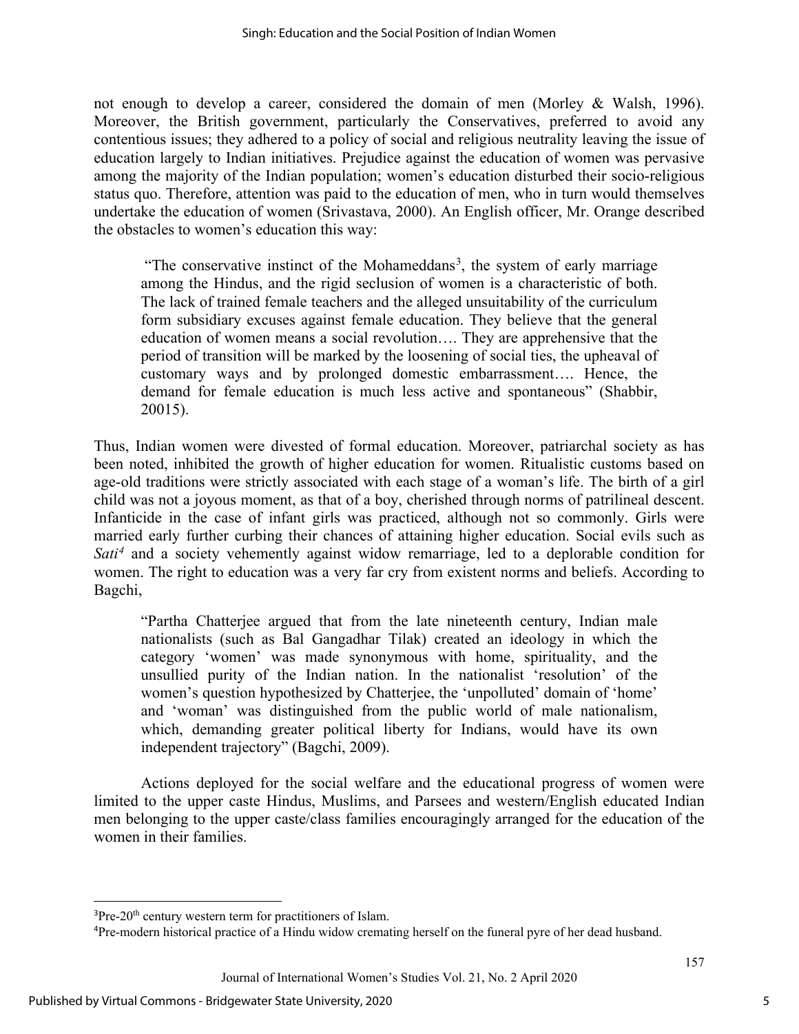not enough to develop a career, considered the domain of men (Morley & Walsh, 1996). Moreover, the British government, particularly the Conservatives, preferred to avoid any contentious issues; they adhered to a policy of social and religious neutrality leaving the issue of education largely to Indian initiatives. Prejudice against the education of women was pervasive among the majority of the Indian population; women's education disturbed their socio-religious status quo. Therefore, attention was paid to the education of men, who in turn would themselves undertake the education of women (Srivastava, 2000). An English officer, Mr. Orange described the obstacles to women's education this way:

> "The conservative instinct of the Mohameddans[3], the system of early marriage among the Hindus, and the rigid seclusion of women is a characteristic of both. The lack of trained female teachers and the alleged unsuitability of the curriculum form subsidiary excuses against female education. They believe that the general education of women means a social revolution…. They are apprehensive that the period of transition will be marked by the loosening of social ties, the upheaval of customary ways and by prolonged domestic embarrassment…. Hence, the demand for female education is much less active and spontaneous" (Shabbir, 20015).

Thus, Indian women were divested of formal education. Moreover, patriarchal society as has been noted, inhibited the growth of higher education for women. Ritualistic customs based on age-old traditions were strictly associated with each stage of a woman's life. The birth of a girl child was not a joyous moment, as that of a boy, cherished through norms of patrilineal descent. Infanticide in the case of infant girls was practiced, although not so commonly. Girls were married early further curbing their chances of attaining higher education. Social evils such as *Sati*[4] and a society vehemently against widow remarriage, led to a deplorable condition for women. The right to education was a very far cry from existent norms and beliefs. According to Bagchi,

> "Partha Chatterjee argued that from the late nineteenth century, Indian male nationalists (such as Bal Gangadhar Tilak) created an ideology in which the category 'women' was made synonymous with home, spirituality, and the unsullied purity of the Indian nation. In the nationalist 'resolution' of the women's question hypothesized by Chatterjee, the 'unpolluted' domain of 'home' and 'woman' was distinguished from the public world of male nationalism, which, demanding greater political liberty for Indians, would have its own independent trajectory" (Bagchi, 2009).

Actions deployed for the social welfare and the educational progress of women were limited to the upper caste Hindus, Muslims, and Parsees and western/English educated Indian men belonging to the upper caste/class families encouragingly arranged for the education of the women in their families.

---

[3] Pre-20th century western term for practitioners of Islam.

[4] Pre-modern historical practice of a Hindu widow cremating herself on the funeral pyre of her dead husband.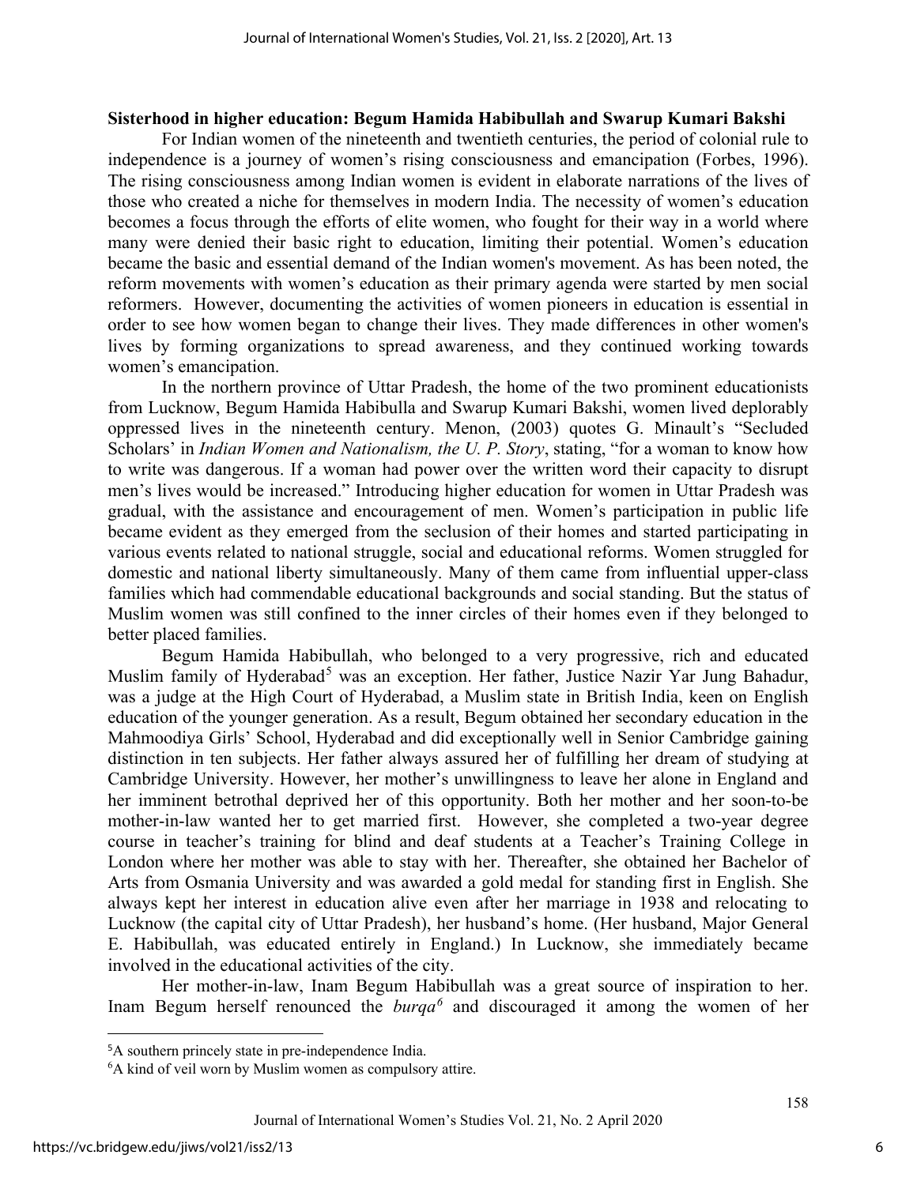**Sisterhood in higher education: Begum Hamida Habibullah and Swarup Kumari Bakshi**

For Indian women of the nineteenth and twentieth centuries, the period of colonial rule to independence is a journey of women's rising consciousness and emancipation (Forbes, 1996). The rising consciousness among Indian women is evident in elaborate narrations of the lives of those who created a niche for themselves in modern India. The necessity of women's education becomes a focus through the efforts of elite women, who fought for their way in a world where many were denied their basic right to education, limiting their potential. Women's education became the basic and essential demand of the Indian women's movement. As has been noted, the reform movements with women's education as their primary agenda were started by men social reformers. However, documenting the activities of women pioneers in education is essential in order to see how women began to change their lives. They made differences in other women's lives by forming organizations to spread awareness, and they continued working towards women's emancipation.

In the northern province of Uttar Pradesh, the home of the two prominent educationists from Lucknow, Begum Hamida Habibulla and Swarup Kumari Bakshi, women lived deplorably oppressed lives in the nineteenth century. Menon, (2003) quotes G. Minault's "Secluded Scholars' in *Indian Women and Nationalism, the U. P. Story*, stating, "for a woman to know how to write was dangerous. If a woman had power over the written word their capacity to disrupt men's lives would be increased." Introducing higher education for women in Uttar Pradesh was gradual, with the assistance and encouragement of men. Women's participation in public life became evident as they emerged from the seclusion of their homes and started participating in various events related to national struggle, social and educational reforms. Women struggled for domestic and national liberty simultaneously. Many of them came from influential upper-class families which had commendable educational backgrounds and social standing. But the status of Muslim women was still confined to the inner circles of their homes even if they belonged to better placed families.

Begum Hamida Habibullah, who belonged to a very progressive, rich and educated Muslim family of Hyderabad[5] was an exception. Her father, Justice Nazir Yar Jung Bahadur, was a judge at the High Court of Hyderabad, a Muslim state in British India, keen on English education of the younger generation. As a result, Begum obtained her secondary education in the Mahmoodiya Girls' School, Hyderabad and did exceptionally well in Senior Cambridge gaining distinction in ten subjects. Her father always assured her of fulfilling her dream of studying at Cambridge University. However, her mother's unwillingness to leave her alone in England and her imminent betrothal deprived her of this opportunity. Both her mother and her soon-to-be mother-in-law wanted her to get married first. However, she completed a two-year degree course in teacher's training for blind and deaf students at a Teacher's Training College in London where her mother was able to stay with her. Thereafter, she obtained her Bachelor of Arts from Osmania University and was awarded a gold medal for standing first in English. She always kept her interest in education alive even after her marriage in 1938 and relocating to Lucknow (the capital city of Uttar Pradesh), her husband's home. (Her husband, Major General E. Habibullah, was educated entirely in England.) In Lucknow, she immediately became involved in the educational activities of the city.

Her mother-in-law, Inam Begum Habibullah was a great source of inspiration to her. Inam Begum herself renounced the *burqa*[6] and discouraged it among the women of her

---

[5] A southern princely state in pre-independence India.

[6] A kind of veil worn by Muslim women as compulsory attire.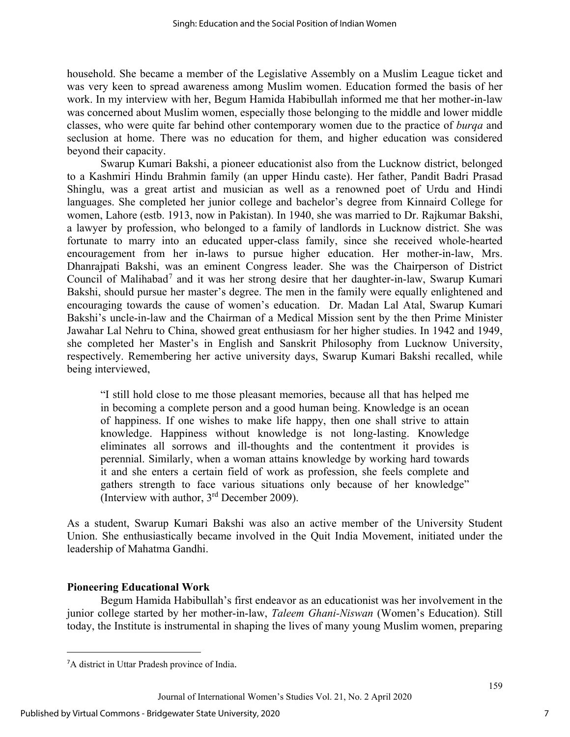household. She became a member of the Legislative Assembly on a Muslim League ticket and was very keen to spread awareness among Muslim women. Education formed the basis of her work. In my interview with her, Begum Hamida Habibullah informed me that her mother-in-law was concerned about Muslim women, especially those belonging to the middle and lower middle classes, who were quite far behind other contemporary women due to the practice of *burqa* and seclusion at home. There was no education for them, and higher education was considered beyond their capacity.

Swarup Kumari Bakshi, a pioneer educationist also from the Lucknow district, belonged to a Kashmiri Hindu Brahmin family (an upper Hindu caste). Her father, Pandit Badri Prasad Shinglu, was a great artist and musician as well as a renowned poet of Urdu and Hindi languages. She completed her junior college and bachelor's degree from Kinnaird College for women, Lahore (estb. 1913, now in Pakistan). In 1940, she was married to Dr. Rajkumar Bakshi, a lawyer by profession, who belonged to a family of landlords in Lucknow district. She was fortunate to marry into an educated upper-class family, since she received whole-hearted encouragement from her in-laws to pursue higher education. Her mother-in-law, Mrs. Dhanrajpati Bakshi, was an eminent Congress leader. She was the Chairperson of District Council of Malihabad[7] and it was her strong desire that her daughter-in-law, Swarup Kumari Bakshi, should pursue her master's degree. The men in the family were equally enlightened and encouraging towards the cause of women's education. Dr. Madan Lal Atal, Swarup Kumari Bakshi's uncle-in-law and the Chairman of a Medical Mission sent by the then Prime Minister Jawahar Lal Nehru to China, showed great enthusiasm for her higher studies. In 1942 and 1949, she completed her Master's in English and Sanskrit Philosophy from Lucknow University, respectively. Remembering her active university days, Swarup Kumari Bakshi recalled, while being interviewed,

> "I still hold close to me those pleasant memories, because all that has helped me in becoming a complete person and a good human being. Knowledge is an ocean of happiness. If one wishes to make life happy, then one shall strive to attain knowledge. Happiness without knowledge is not long-lasting. Knowledge eliminates all sorrows and ill-thoughts and the contentment it provides is perennial. Similarly, when a woman attains knowledge by working hard towards it and she enters a certain field of work as profession, she feels complete and gathers strength to face various situations only because of her knowledge" (Interview with author, 3rd December 2009).

As a student, Swarup Kumari Bakshi was also an active member of the University Student Union. She enthusiastically became involved in the Quit India Movement, initiated under the leadership of Mahatma Gandhi.

## Pioneering Educational Work

Begum Hamida Habibullah's first endeavor as an educationist was her involvement in the junior college started by her mother-in-law, *Taleem Ghani-Niswan* (Women's Education). Still today, the Institute is instrumental in shaping the lives of many young Muslim women, preparing

---

[7] A district in Uttar Pradesh province of India.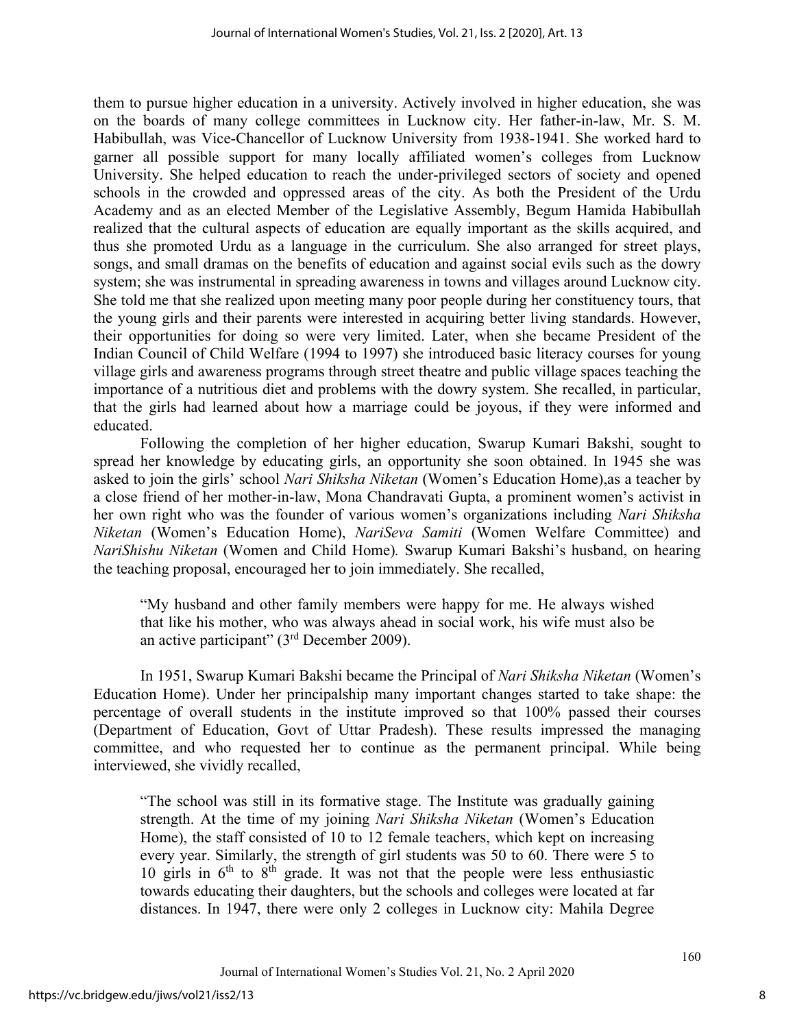them to pursue higher education in a university. Actively involved in higher education, she was on the boards of many college committees in Lucknow city. Her father-in-law, Mr. S. M. Habibullah, was Vice-Chancellor of Lucknow University from 1938-1941. She worked hard to garner all possible support for many locally affiliated women's colleges from Lucknow University. She helped education to reach the under-privileged sectors of society and opened schools in the crowded and oppressed areas of the city. As both the President of the Urdu Academy and as an elected Member of the Legislative Assembly, Begum Hamida Habibullah realized that the cultural aspects of education are equally important as the skills acquired, and thus she promoted Urdu as a language in the curriculum. She also arranged for street plays, songs, and small dramas on the benefits of education and against social evils such as the dowry system; she was instrumental in spreading awareness in towns and villages around Lucknow city. She told me that she realized upon meeting many poor people during her constituency tours, that the young girls and their parents were interested in acquiring better living standards. However, their opportunities for doing so were very limited. Later, when she became President of the Indian Council of Child Welfare (1994 to 1997) she introduced basic literacy courses for young village girls and awareness programs through street theatre and public village spaces teaching the importance of a nutritious diet and problems with the dowry system. She recalled, in particular, that the girls had learned about how a marriage could be joyous, if they were informed and educated.

Following the completion of her higher education, Swarup Kumari Bakshi, sought to spread her knowledge by educating girls, an opportunity she soon obtained. In 1945 she was asked to join the girls' school *Nari Shiksha Niketan* (Women's Education Home),as a teacher by a close friend of her mother-in-law, Mona Chandravati Gupta, a prominent women's activist in her own right who was the founder of various women's organizations including *Nari Shiksha Niketan* (Women's Education Home), *NariSeva Samiti* (Women Welfare Committee) and *NariShishu Niketan* (Women and Child Home). Swarup Kumari Bakshi's husband, on hearing the teaching proposal, encouraged her to join immediately. She recalled,

> "My husband and other family members were happy for me. He always wished that like his mother, who was always ahead in social work, his wife must also be an active participant" (3rd December 2009).

In 1951, Swarup Kumari Bakshi became the Principal of *Nari Shiksha Niketan* (Women's Education Home). Under her principalship many important changes started to take shape: the percentage of overall students in the institute improved so that 100% passed their courses (Department of Education, Govt of Uttar Pradesh). These results impressed the managing committee, and who requested her to continue as the permanent principal. While being interviewed, she vividly recalled,

> "The school was still in its formative stage. The Institute was gradually gaining strength. At the time of my joining *Nari Shiksha Niketan* (Women's Education Home), the staff consisted of 10 to 12 female teachers, which kept on increasing every year. Similarly, the strength of girl students was 50 to 60. There were 5 to 10 girls in 6th to 8th grade. It was not that the people were less enthusiastic towards educating their daughters, but the schools and colleges were located at far distances. In 1947, there were only 2 colleges in Lucknow city: Mahila Degree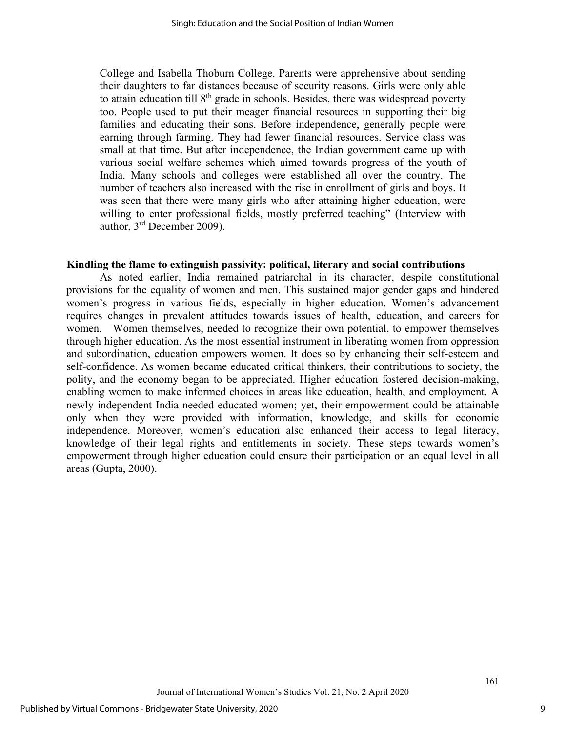College and Isabella Thoburn College. Parents were apprehensive about sending their daughters to far distances because of security reasons. Girls were only able to attain education till 8th grade in schools. Besides, there was widespread poverty too. People used to put their meager financial resources in supporting their big families and educating their sons. Before independence, generally people were earning through farming. They had fewer financial resources. Service class was small at that time. But after independence, the Indian government came up with various social welfare schemes which aimed towards progress of the youth of India. Many schools and colleges were established all over the country. The number of teachers also increased with the rise in enrollment of girls and boys. It was seen that there were many girls who after attaining higher education, were willing to enter professional fields, mostly preferred teaching" (Interview with author, 3rd December 2009).

**Kindling the flame to extinguish passivity: political, literary and social contributions**

As noted earlier, India remained patriarchal in its character, despite constitutional provisions for the equality of women and men. This sustained major gender gaps and hindered women's progress in various fields, especially in higher education. Women's advancement requires changes in prevalent attitudes towards issues of health, education, and careers for women. Women themselves, needed to recognize their own potential, to empower themselves through higher education. As the most essential instrument in liberating women from oppression and subordination, education empowers women. It does so by enhancing their self-esteem and self-confidence. As women became educated critical thinkers, their contributions to society, the polity, and the economy began to be appreciated. Higher education fostered decision-making, enabling women to make informed choices in areas like education, health, and employment. A newly independent India needed educated women; yet, their empowerment could be attainable only when they were provided with information, knowledge, and skills for economic independence. Moreover, women's education also enhanced their access to legal literacy, knowledge of their legal rights and entitlements in society. These steps towards women's empowerment through higher education could ensure their participation on an equal level in all areas (Gupta, 2000).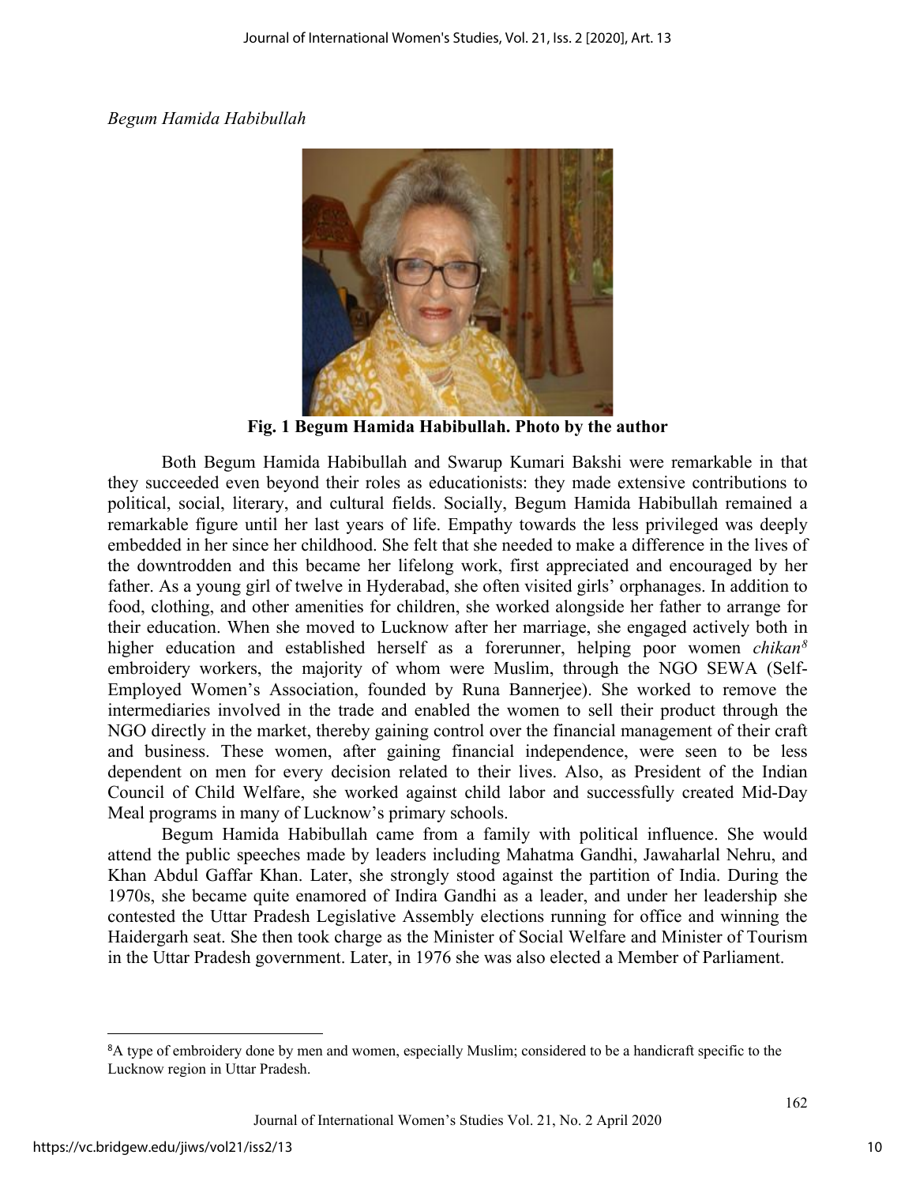*Begum Hamida Habibullah*

**Fig. 1 Begum Hamida Habibullah. Photo by the author**

Both Begum Hamida Habibullah and Swarup Kumari Bakshi were remarkable in that they succeeded even beyond their roles as educationists: they made extensive contributions to political, social, literary, and cultural fields. Socially, Begum Hamida Habibullah remained a remarkable figure until her last years of life. Empathy towards the less privileged was deeply embedded in her since her childhood. She felt that she needed to make a difference in the lives of the downtrodden and this became her lifelong work, first appreciated and encouraged by her father. As a young girl of twelve in Hyderabad, she often visited girls' orphanages. In addition to food, clothing, and other amenities for children, she worked alongside her father to arrange for their education. When she moved to Lucknow after her marriage, she engaged actively both in higher education and established herself as a forerunner, helping poor women *chikan*[8] embroidery workers, the majority of whom were Muslim, through the NGO SEWA (Self-Employed Women's Association, founded by Runa Bannerjee). She worked to remove the intermediaries involved in the trade and enabled the women to sell their product through the NGO directly in the market, thereby gaining control over the financial management of their craft and business. These women, after gaining financial independence, were seen to be less dependent on men for every decision related to their lives. Also, as President of the Indian Council of Child Welfare, she worked against child labor and successfully created Mid-Day Meal programs in many of Lucknow's primary schools.

Begum Hamida Habibullah came from a family with political influence. She would attend the public speeches made by leaders including Mahatma Gandhi, Jawaharlal Nehru, and Khan Abdul Gaffar Khan. Later, she strongly stood against the partition of India. During the 1970s, she became quite enamored of Indira Gandhi as a leader, and under her leadership she contested the Uttar Pradesh Legislative Assembly elections running for office and winning the Haidergarh seat. She then took charge as the Minister of Social Welfare and Minister of Tourism in the Uttar Pradesh government. Later, in 1976 she was also elected a Member of Parliament.

---

[8] A type of embroidery done by men and women, especially Muslim; considered to be a handicraft specific to the Lucknow region in Uttar Pradesh.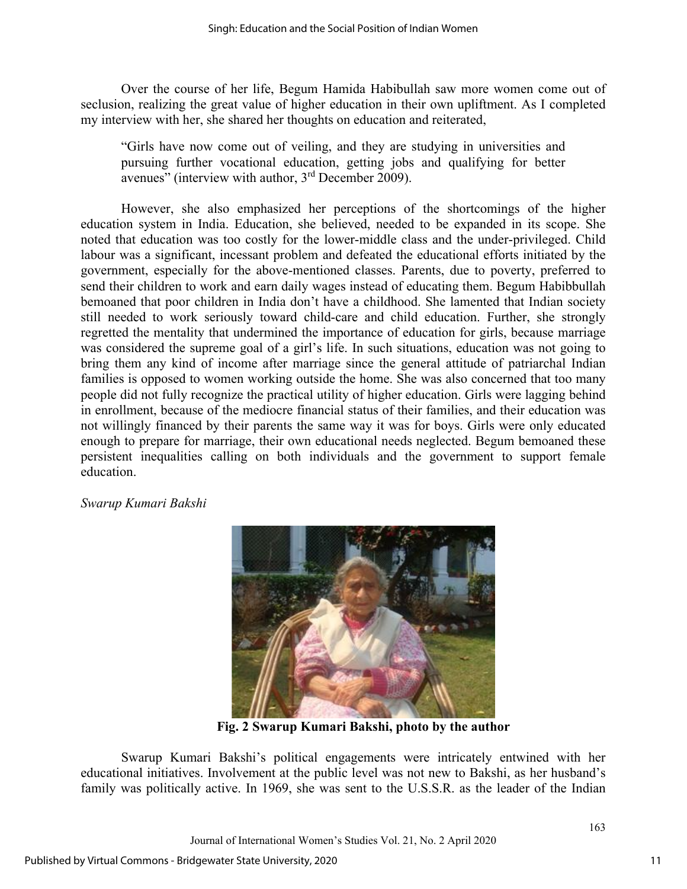Over the course of her life, Begum Hamida Habibullah saw more women come out of seclusion, realizing the great value of higher education in their own upliftment. As I completed my interview with her, she shared her thoughts on education and reiterated,

> "Girls have now come out of veiling, and they are studying in universities and pursuing further vocational education, getting jobs and qualifying for better avenues" (interview with author, 3rd December 2009).

However, she also emphasized her perceptions of the shortcomings of the higher education system in India. Education, she believed, needed to be expanded in its scope. She noted that education was too costly for the lower-middle class and the under-privileged. Child labour was a significant, incessant problem and defeated the educational efforts initiated by the government, especially for the above-mentioned classes. Parents, due to poverty, preferred to send their children to work and earn daily wages instead of educating them. Begum Habibbullah bemoaned that poor children in India don't have a childhood. She lamented that Indian society still needed to work seriously toward child-care and child education. Further, she strongly regretted the mentality that undermined the importance of education for girls, because marriage was considered the supreme goal of a girl's life. In such situations, education was not going to bring them any kind of income after marriage since the general attitude of patriarchal Indian families is opposed to women working outside the home. She was also concerned that too many people did not fully recognize the practical utility of higher education. Girls were lagging behind in enrollment, because of the mediocre financial status of their families, and their education was not willingly financed by their parents the same way it was for boys. Girls were only educated enough to prepare for marriage, their own educational needs neglected. Begum bemoaned these persistent inequalities calling on both individuals and the government to support female education.

*Swarup Kumari Bakshi*

**Fig. 2 Swarup Kumari Bakshi, photo by the author**

Swarup Kumari Bakshi's political engagements were intricately entwined with her educational initiatives. Involvement at the public level was not new to Bakshi, as her husband's family was politically active. In 1969, she was sent to the U.S.S.R. as the leader of the Indian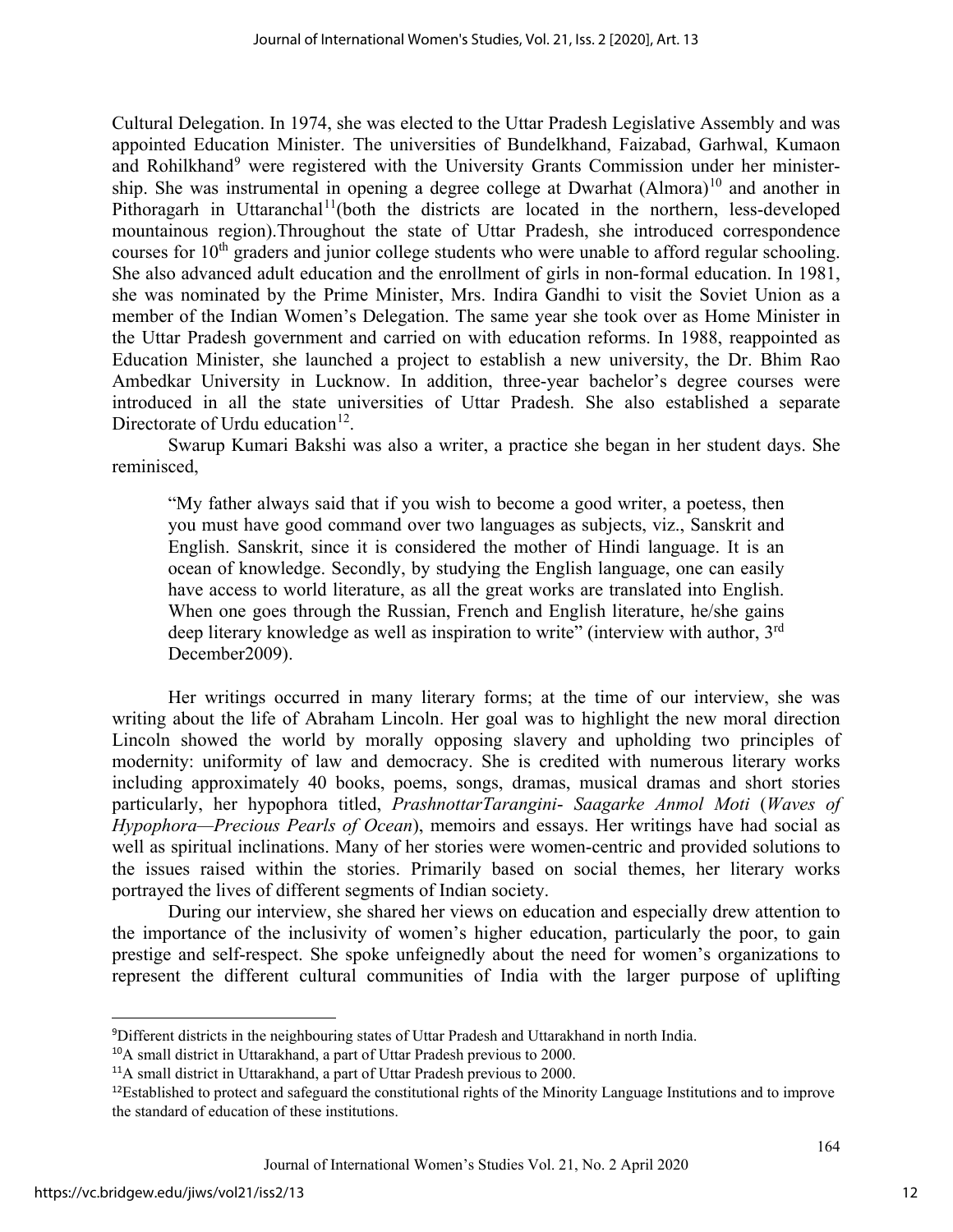Cultural Delegation. In 1974, she was elected to the Uttar Pradesh Legislative Assembly and was appointed Education Minister. The universities of Bundelkhand, Faizabad, Garhwal, Kumaon and Rohilkhand[9] were registered with the University Grants Commission under her ministership. She was instrumental in opening a degree college at Dwarhat (Almora)[10] and another in Pithoragarh in Uttaranchal[11](both the districts are located in the northern, less-developed mountainous region).Throughout the state of Uttar Pradesh, she introduced correspondence courses for 10th graders and junior college students who were unable to afford regular schooling. She also advanced adult education and the enrollment of girls in non-formal education. In 1981, she was nominated by the Prime Minister, Mrs. Indira Gandhi to visit the Soviet Union as a member of the Indian Women's Delegation. The same year she took over as Home Minister in the Uttar Pradesh government and carried on with education reforms. In 1988, reappointed as Education Minister, she launched a project to establish a new university, the Dr. Bhim Rao Ambedkar University in Lucknow. In addition, three-year bachelor's degree courses were introduced in all the state universities of Uttar Pradesh. She also established a separate Directorate of Urdu education[12].

Swarup Kumari Bakshi was also a writer, a practice she began in her student days. She reminisced,

> "My father always said that if you wish to become a good writer, a poetess, then you must have good command over two languages as subjects, viz., Sanskrit and English. Sanskrit, since it is considered the mother of Hindi language. It is an ocean of knowledge. Secondly, by studying the English language, one can easily have access to world literature, as all the great works are translated into English. When one goes through the Russian, French and English literature, he/she gains deep literary knowledge as well as inspiration to write" (interview with author, 3rd December2009).

Her writings occurred in many literary forms; at the time of our interview, she was writing about the life of Abraham Lincoln. Her goal was to highlight the new moral direction Lincoln showed the world by morally opposing slavery and upholding two principles of modernity: uniformity of law and democracy. She is credited with numerous literary works including approximately 40 books, poems, songs, dramas, musical dramas and short stories particularly, her hypophora titled, *PrashnottarTarangini- Saagarke Anmol Moti* (*Waves of Hypophora—Precious Pearls of Ocean*), memoirs and essays. Her writings have had social as well as spiritual inclinations. Many of her stories were women-centric and provided solutions to the issues raised within the stories. Primarily based on social themes, her literary works portrayed the lives of different segments of Indian society.

During our interview, she shared her views on education and especially drew attention to the importance of the inclusivity of women's higher education, particularly the poor, to gain prestige and self-respect. She spoke unfeignedly about the need for women's organizations to represent the different cultural communities of India with the larger purpose of uplifting

---

[9]Different districts in the neighbouring states of Uttar Pradesh and Uttarakhand in north India.

[10]A small district in Uttarakhand, a part of Uttar Pradesh previous to 2000.

[11]A small district in Uttarakhand, a part of Uttar Pradesh previous to 2000.

[12]Established to protect and safeguard the constitutional rights of the Minority Language Institutions and to improve the standard of education of these institutions.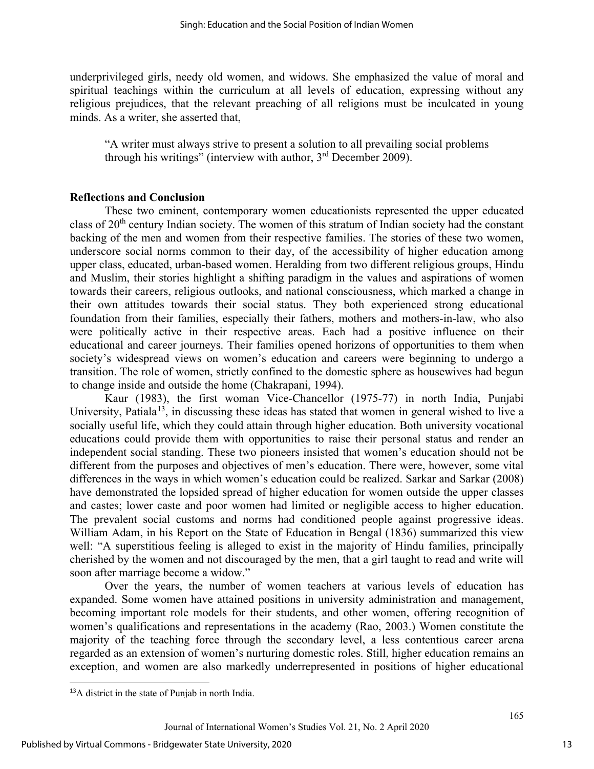underprivileged girls, needy old women, and widows. She emphasized the value of moral and spiritual teachings within the curriculum at all levels of education, expressing without any religious prejudices, that the relevant preaching of all religions must be inculcated in young minds. As a writer, she asserted that,

> "A writer must always strive to present a solution to all prevailing social problems through his writings" (interview with author, 3rd December 2009).

## Reflections and Conclusion

These two eminent, contemporary women educationists represented the upper educated class of 20th century Indian society. The women of this stratum of Indian society had the constant backing of the men and women from their respective families. The stories of these two women, underscore social norms common to their day, of the accessibility of higher education among upper class, educated, urban-based women. Heralding from two different religious groups, Hindu and Muslim, their stories highlight a shifting paradigm in the values and aspirations of women towards their careers, religious outlooks, and national consciousness, which marked a change in their own attitudes towards their social status. They both experienced strong educational foundation from their families, especially their fathers, mothers and mothers-in-law, who also were politically active in their respective areas. Each had a positive influence on their educational and career journeys. Their families opened horizons of opportunities to them when society's widespread views on women's education and careers were beginning to undergo a transition. The role of women, strictly confined to the domestic sphere as housewives had begun to change inside and outside the home (Chakrapani, 1994).

Kaur (1983), the first woman Vice-Chancellor (1975-77) in north India, Punjabi University, Patiala[13], in discussing these ideas has stated that women in general wished to live a socially useful life, which they could attain through higher education. Both university vocational educations could provide them with opportunities to raise their personal status and render an independent social standing. These two pioneers insisted that women's education should not be different from the purposes and objectives of men's education. There were, however, some vital differences in the ways in which women's education could be realized. Sarkar and Sarkar (2008) have demonstrated the lopsided spread of higher education for women outside the upper classes and castes; lower caste and poor women had limited or negligible access to higher education. The prevalent social customs and norms had conditioned people against progressive ideas. William Adam, in his Report on the State of Education in Bengal (1836) summarized this view well: "A superstitious feeling is alleged to exist in the majority of Hindu families, principally cherished by the women and not discouraged by the men, that a girl taught to read and write will soon after marriage become a widow."

Over the years, the number of women teachers at various levels of education has expanded. Some women have attained positions in university administration and management, becoming important role models for their students, and other women, offering recognition of women's qualifications and representations in the academy (Rao, 2003.) Women constitute the majority of the teaching force through the secondary level, a less contentious career arena regarded as an extension of women's nurturing domestic roles. Still, higher education remains an exception, and women are also markedly underrepresented in positions of higher educational

---

[13] A district in the state of Punjab in north India.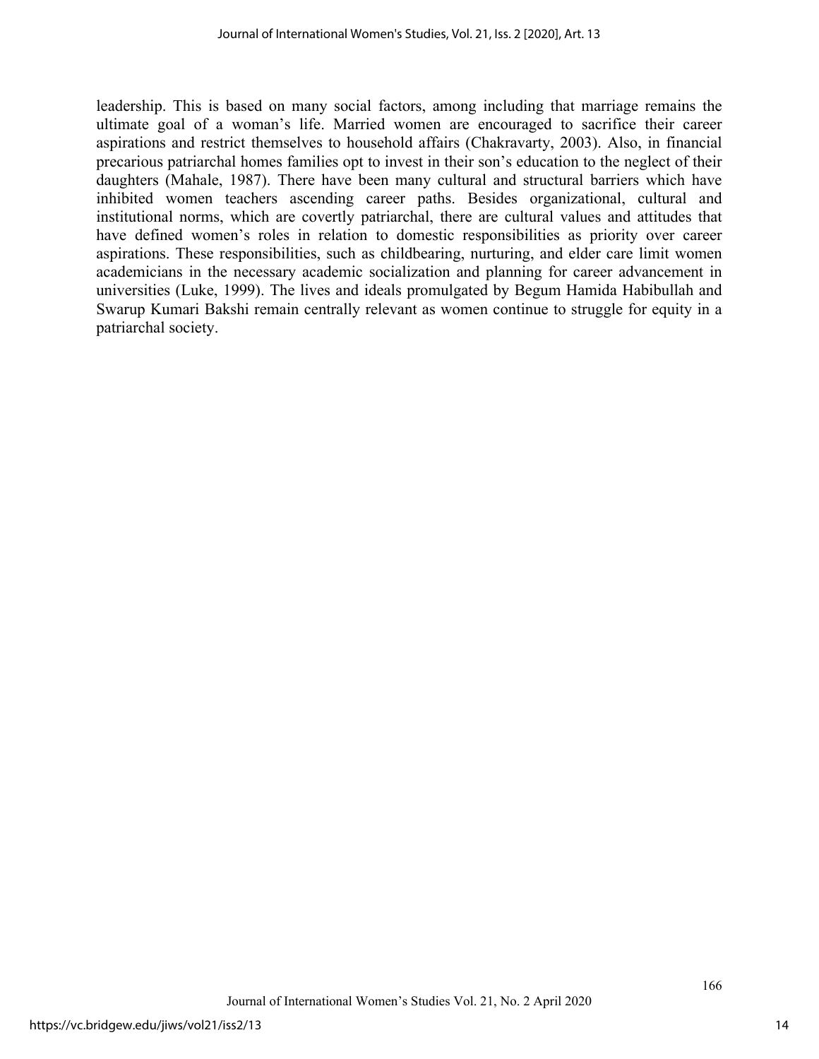leadership. This is based on many social factors, among including that marriage remains the ultimate goal of a woman's life. Married women are encouraged to sacrifice their career aspirations and restrict themselves to household affairs (Chakravarty, 2003). Also, in financial precarious patriarchal homes families opt to invest in their son's education to the neglect of their daughters (Mahale, 1987). There have been many cultural and structural barriers which have inhibited women teachers ascending career paths. Besides organizational, cultural and institutional norms, which are covertly patriarchal, there are cultural values and attitudes that have defined women's roles in relation to domestic responsibilities as priority over career aspirations. These responsibilities, such as childbearing, nurturing, and elder care limit women academicians in the necessary academic socialization and planning for career advancement in universities (Luke, 1999). The lives and ideals promulgated by Begum Hamida Habibullah and Swarup Kumari Bakshi remain centrally relevant as women continue to struggle for equity in a patriarchal society.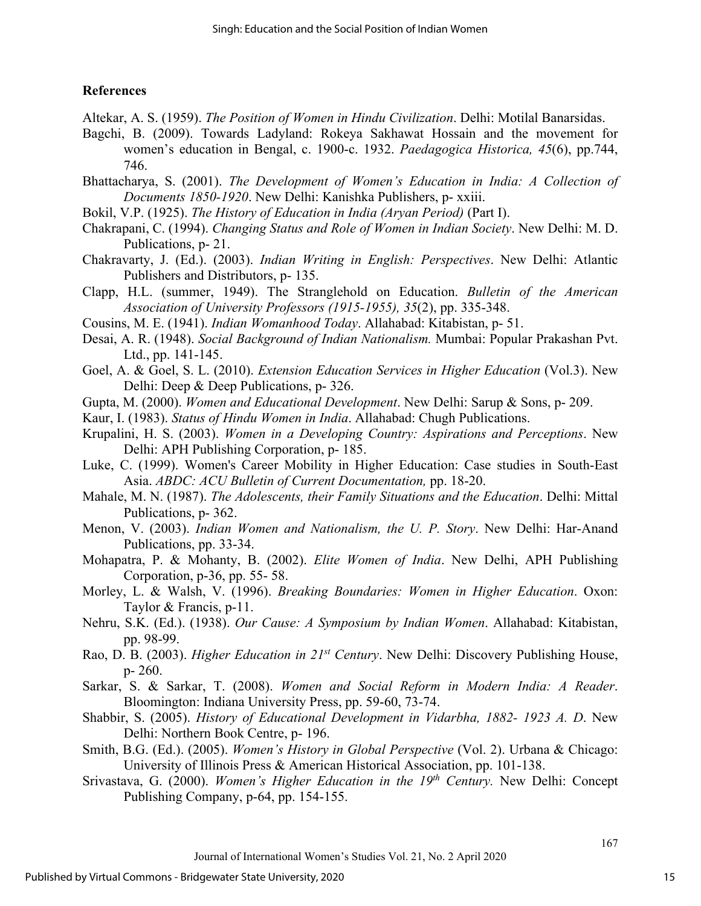## References

Altekar, A. S. (1959). *The Position of Women in Hindu Civilization*. Delhi: Motilal Banarsidas.

Bagchi, B. (2009). Towards Ladyland: Rokeya Sakhawat Hossain and the movement for women's education in Bengal, c. 1900-c. 1932. *Paedagogica Historica, 45*(6), pp.744, 746.

Bhattacharya, S. (2001). *The Development of Women's Education in India: A Collection of Documents 1850-1920*. New Delhi: Kanishka Publishers, p- xxiii.

Bokil, V.P. (1925). *The History of Education in India (Aryan Period)* (Part I).

Chakrapani, C. (1994). *Changing Status and Role of Women in Indian Society*. New Delhi: M. D. Publications, p- 21.

Chakravarty, J. (Ed.). (2003). *Indian Writing in English: Perspectives*. New Delhi: Atlantic Publishers and Distributors, p- 135.

Clapp, H.L. (summer, 1949). The Stranglehold on Education. *Bulletin of the American Association of University Professors (1915-1955), 35*(2), pp. 335-348.

Cousins, M. E. (1941). *Indian Womanhood Today*. Allahabad: Kitabistan, p- 51.

Desai, A. R. (1948). *Social Background of Indian Nationalism.* Mumbai: Popular Prakashan Pvt. Ltd., pp. 141-145.

Goel, A. & Goel, S. L. (2010). *Extension Education Services in Higher Education* (Vol.3). New Delhi: Deep & Deep Publications, p- 326.

Gupta, M. (2000). *Women and Educational Development*. New Delhi: Sarup & Sons, p- 209.

Kaur, I. (1983). *Status of Hindu Women in India*. Allahabad: Chugh Publications.

Krupalini, H. S. (2003). *Women in a Developing Country: Aspirations and Perceptions*. New Delhi: APH Publishing Corporation, p- 185.

Luke, C. (1999). Women's Career Mobility in Higher Education: Case studies in South-East Asia. *ABDC: ACU Bulletin of Current Documentation,* pp. 18-20.

Mahale, M. N. (1987). *The Adolescents, their Family Situations and the Education*. Delhi: Mittal Publications, p- 362.

Menon, V. (2003). *Indian Women and Nationalism, the U. P. Story*. New Delhi: Har-Anand Publications, pp. 33-34.

Mohapatra, P. & Mohanty, B. (2002). *Elite Women of India*. New Delhi, APH Publishing Corporation, p-36, pp. 55- 58.

Morley, L. & Walsh, V. (1996). *Breaking Boundaries: Women in Higher Education*. Oxon: Taylor & Francis, p-11.

Nehru, S.K. (Ed.). (1938). *Our Cause: A Symposium by Indian Women*. Allahabad: Kitabistan, pp. 98-99.

Rao, D. B. (2003). *Higher Education in 21st Century*. New Delhi: Discovery Publishing House, p- 260.

Sarkar, S. & Sarkar, T. (2008). *Women and Social Reform in Modern India: A Reader*. Bloomington: Indiana University Press, pp. 59-60, 73-74.

Shabbir, S. (2005). *History of Educational Development in Vidarbha, 1882- 1923 A. D*. New Delhi: Northern Book Centre, p- 196.

Smith, B.G. (Ed.). (2005). *Women's History in Global Perspective* (Vol. 2). Urbana & Chicago: University of Illinois Press & American Historical Association, pp. 101-138.

Srivastava, G. (2000). *Women's Higher Education in the 19th Century.* New Delhi: Concept Publishing Company, p-64, pp. 154-155.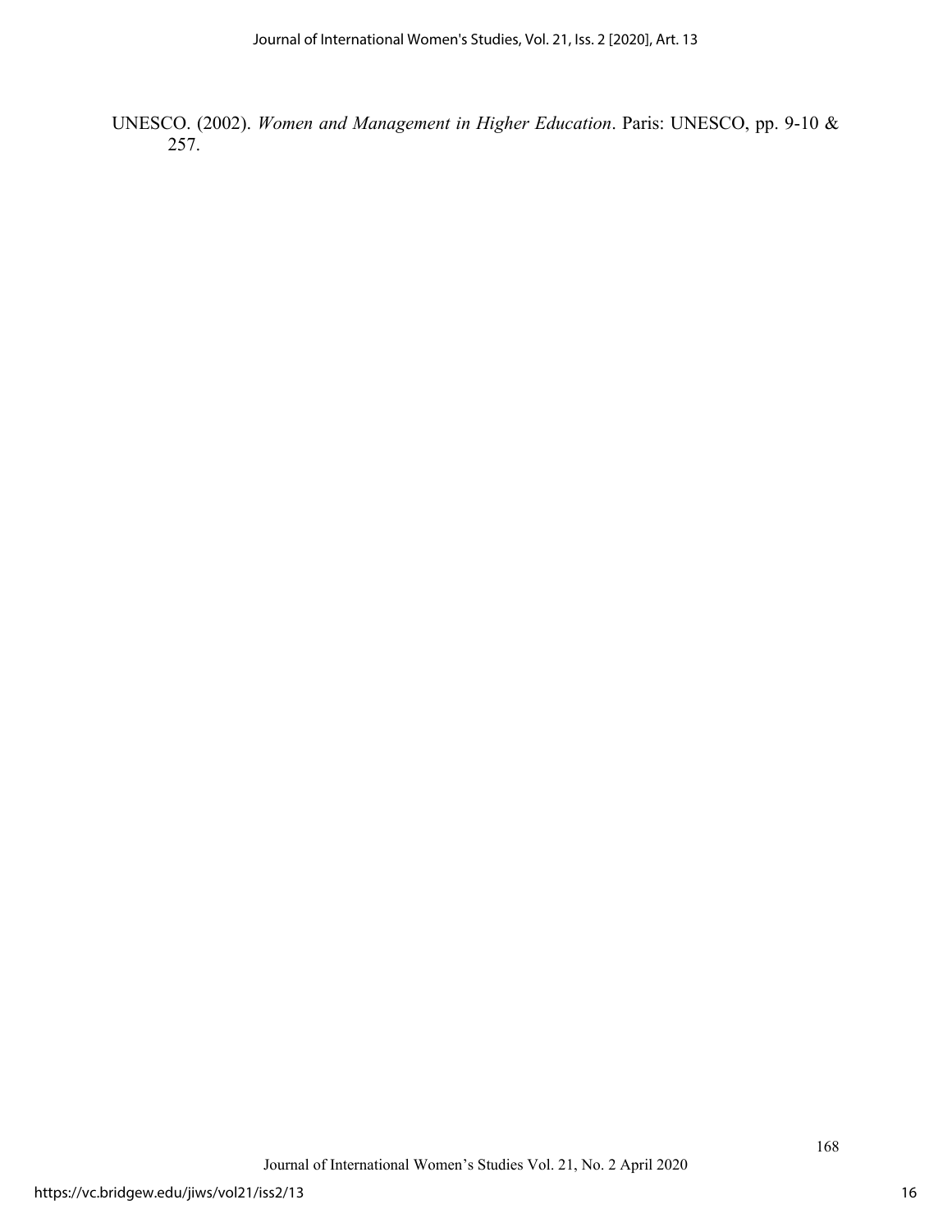UNESCO. (2002). *Women and Management in Higher Education*. Paris: UNESCO, pp. 9-10 & 257.